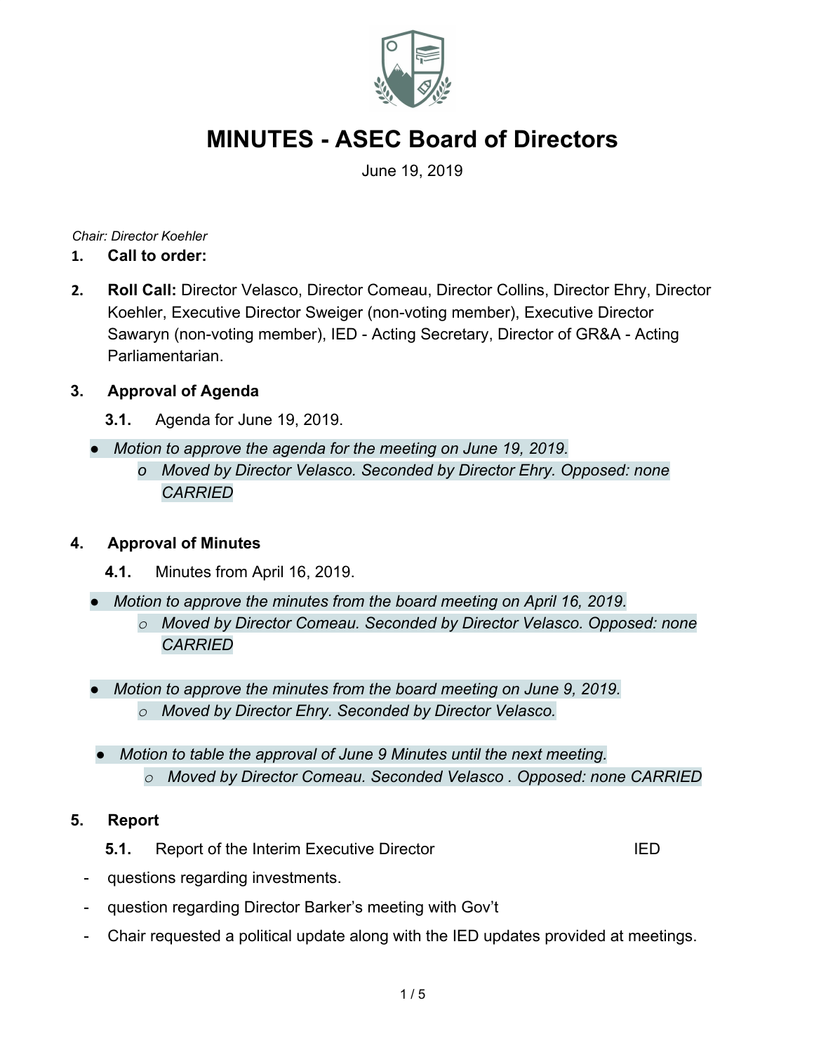# MINUTES - ASEC Board of Directors

June 19, 2019

*Chair: Director Koehler*

1. **Call to order:**

2. **Roll Call:** Director Velasco, Director Comeau, Director Collins, Director Ehry, Director Koehler, Executive Director Sweiger (non-voting member), Executive Director Sawaryn (non-voting member), IED - Acting Secretary, Director of GR&A - Acting Parliamentarian.

3. **Approval of Agenda**

   **3.1.** Agenda for June 19, 2019.

- *Motion to approve the agenda for the meeting on June 19, 2019.*
  - *Moved by Director Velasco. Seconded by Director Ehry. Opposed: none CARRIED*

4. **Approval of Minutes**

   **4.1.** Minutes from April 16, 2019.

- *Motion to approve the minutes from the board meeting on April 16, 2019.*
  - *Moved by Director Comeau. Seconded by Director Velasco. Opposed: none CARRIED*

- *Motion to approve the minutes from the board meeting on June 9, 2019.*
  - *Moved by Director Ehry. Seconded by Director Velasco.*

- *Motion to table the approval of June 9 Minutes until the next meeting.*
  - *Moved by Director Comeau. Seconded Velasco . Opposed: none CARRIED*

5. **Report**

   **5.1.** Report of the Interim Executive Director IED

- questions regarding investments.
- question regarding Director Barker's meeting with Gov't
- Chair requested a political update along with the IED updates provided at meetings.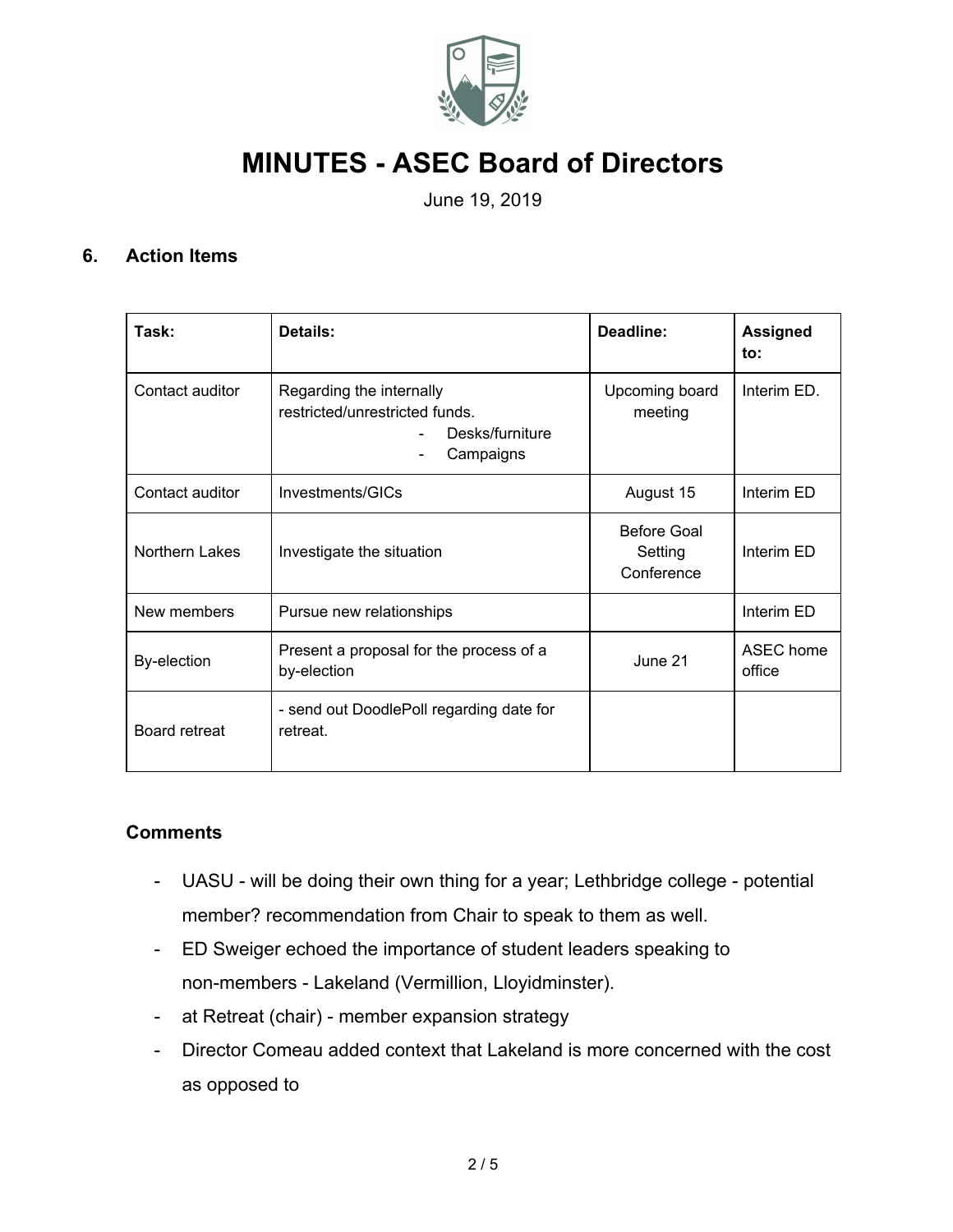# MINUTES - ASEC Board of Directors

June 19, 2019

## 6. Action Items

| Task: | Details: | Deadline: | Assigned to: |
|---|---|---|---|
| Contact auditor | Regarding the internally restricted/unrestricted funds.<br>- Desks/furniture<br>- Campaigns | Upcoming board meeting | Interim ED. |
| Contact auditor | Investments/GICs | August 15 | Interim ED |
| Northern Lakes | Investigate the situation | Before Goal Setting Conference | Interim ED |
| New members | Pursue new relationships | | Interim ED |
| By-election | Present a proposal for the process of a by-election | June 21 | ASEC home office |
| Board retreat | - send out DoodlePoll regarding date for retreat. | | |

### Comments

- UASU - will be doing their own thing for a year; Lethbridge college - potential member? recommendation from Chair to speak to them as well.
- ED Sweiger echoed the importance of student leaders speaking to non-members - Lakeland (Vermillion, Lloyidminster).
- at Retreat (chair) - member expansion strategy
- Director Comeau added context that Lakeland is more concerned with the cost as opposed to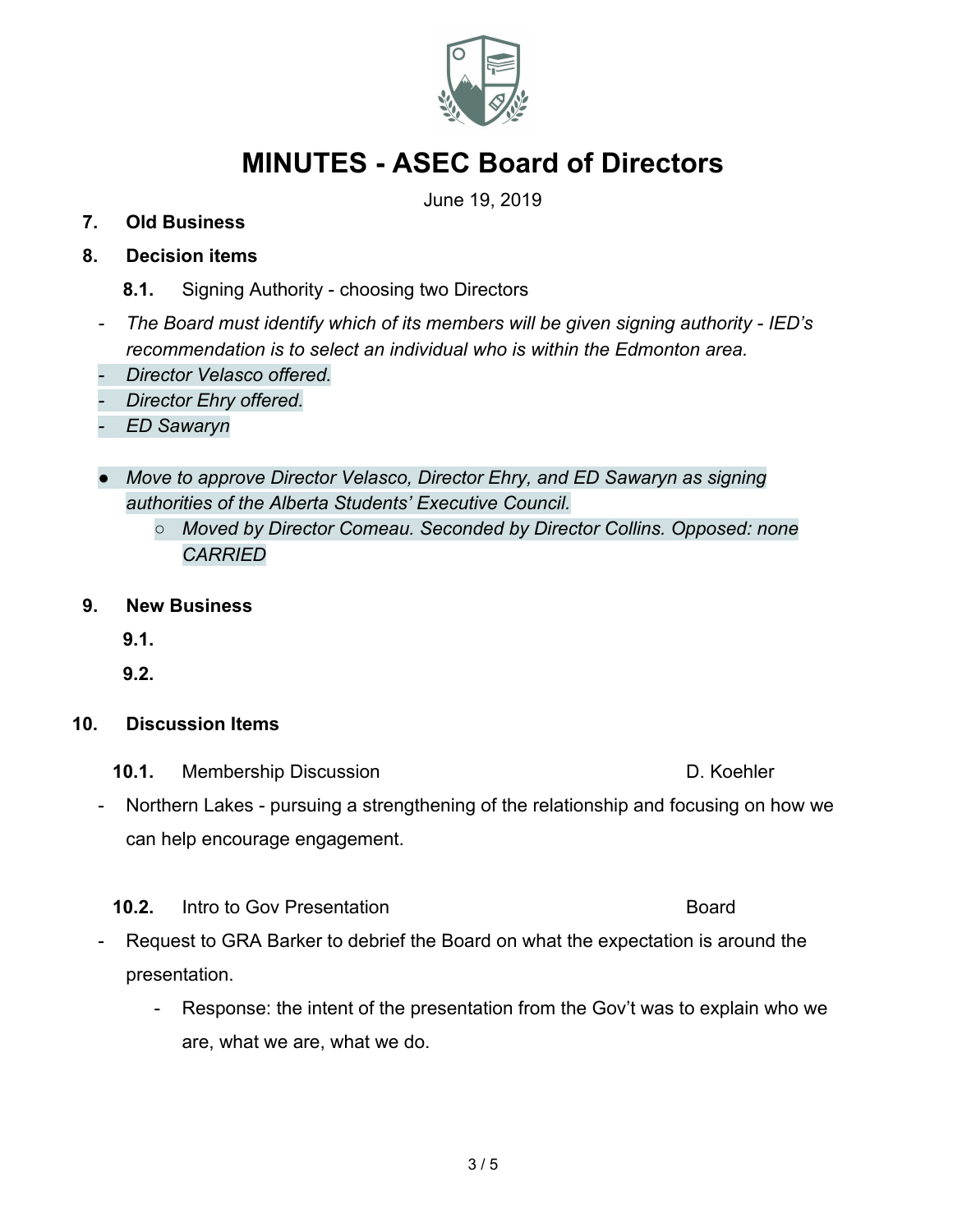# MINUTES - ASEC Board of Directors

June 19, 2019

**7. Old Business**

**8. Decision items**

**8.1.** Signing Authority - choosing two Directors

- *The Board must identify which of its members will be given signing authority - IED's recommendation is to select an individual who is within the Edmonton area.*
- *Director Velasco offered.*
- *Director Ehry offered.*
- *ED Sawaryn*

- *Move to approve Director Velasco, Director Ehry, and ED Sawaryn as signing authorities of the Alberta Students' Executive Council.*
  - *Moved by Director Comeau. Seconded by Director Collins. Opposed: none CARRIED*

**9. New Business**

**9.1.**

**9.2.**

**10. Discussion Items**

**10.1.** Membership Discussion — D. Koehler

- Northern Lakes - pursuing a strengthening of the relationship and focusing on how we can help encourage engagement.

**10.2.** Intro to Gov Presentation — Board

- Request to GRA Barker to debrief the Board on what the expectation is around the presentation.
  - Response: the intent of the presentation from the Gov't was to explain who we are, what we are, what we do.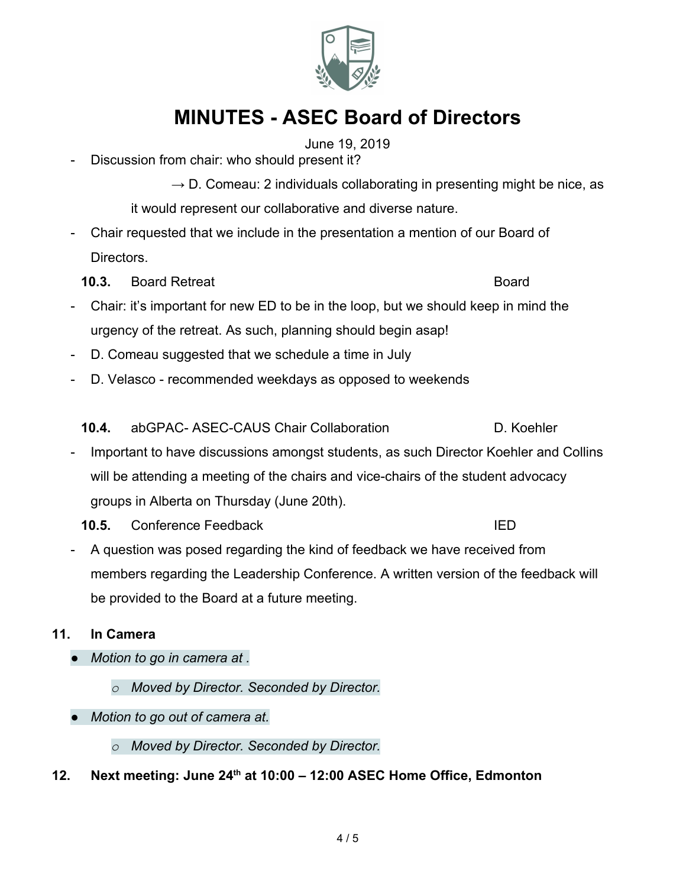- Discussion from chair: who should present it?
  - → D. Comeau: 2 individuals collaborating in presenting might be nice, as it would represent our collaborative and diverse nature.
- Chair requested that we include in the presentation a mention of our Board of Directors.

**10.3.** Board Retreat — Board

- Chair: it's important for new ED to be in the loop, but we should keep in mind the urgency of the retreat. As such, planning should begin asap!
- D. Comeau suggested that we schedule a time in July
- D. Velasco - recommended weekdays as opposed to weekends

**10.4.** abGPAC- ASEC-CAUS Chair Collaboration — D. Koehler

- Important to have discussions amongst students, as such Director Koehler and Collins will be attending a meeting of the chairs and vice-chairs of the student advocacy groups in Alberta on Thursday (June 20th).

**10.5.** Conference Feedback — IED

- A question was posed regarding the kind of feedback we have received from members regarding the Leadership Conference. A written version of the feedback will be provided to the Board at a future meeting.

## 11. In Camera

- *Motion to go in camera at .*
  - *Moved by Director. Seconded by Director.*
- *Motion to go out of camera at.*
  - *Moved by Director. Seconded by Director.*

## 12. Next meeting: June 24th at 10:00 – 12:00 ASEC Home Office, Edmonton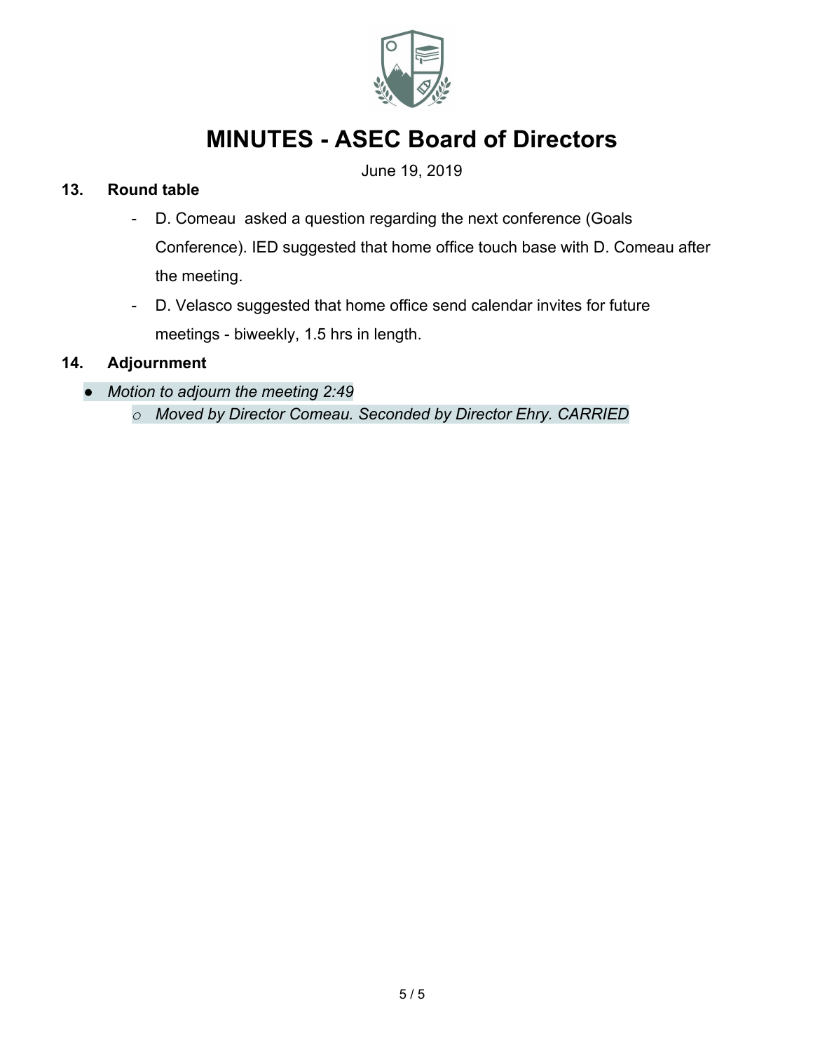# MINUTES - ASEC Board of Directors

June 19, 2019

## 13. Round table

- D. Comeau asked a question regarding the next conference (Goals Conference). IED suggested that home office touch base with D. Comeau after the meeting.
- D. Velasco suggested that home office send calendar invites for future meetings - biweekly, 1.5 hrs in length.

## 14. Adjournment

- *Motion to adjourn the meeting 2:49*
  - *Moved by Director Comeau. Seconded by Director Ehry. CARRIED*